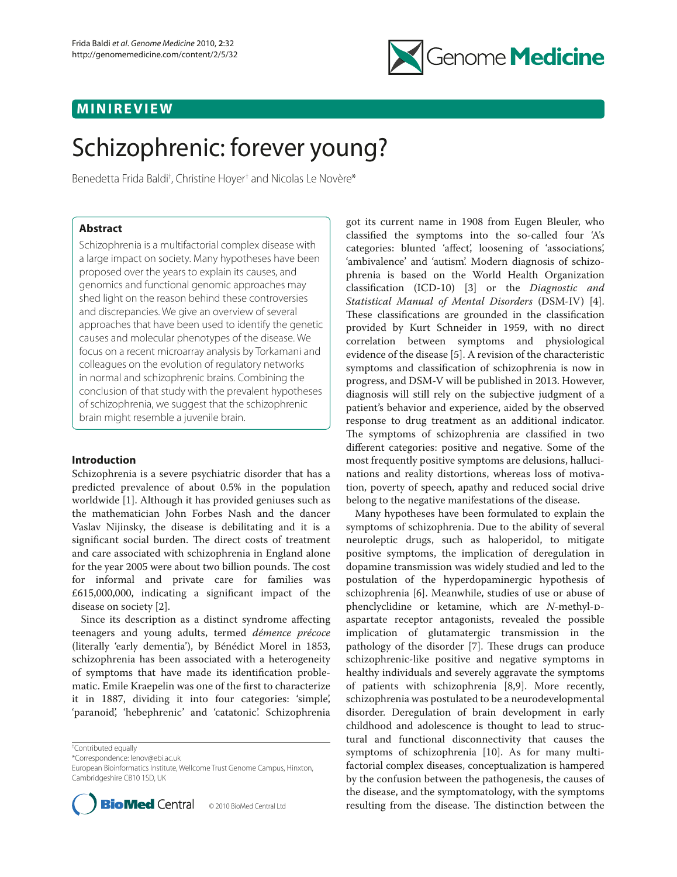## MINIREVIEW

# Schizophrenic: forever young?

Benedetta Frida Baldi[†], Christine Hoyer[†] and Nicolas Le Novère*

### Abstract

Schizophrenia is a multifactorial complex disease with a large impact on society. Many hypotheses have been proposed over the years to explain its causes, and genomics and functional genomic approaches may shed light on the reason behind these controversies and discrepancies. We give an overview of several approaches that have been used to identify the genetic causes and molecular phenotypes of the disease. We focus on a recent microarray analysis by Torkamani and colleagues on the evolution of regulatory networks in normal and schizophrenic brains. Combining the conclusion of that study with the prevalent hypotheses of schizophrenia, we suggest that the schizophrenic brain might resemble a juvenile brain.

## Introduction

Schizophrenia is a severe psychiatric disorder that has a predicted prevalence of about 0.5% in the population worldwide [1]. Although it has provided geniuses such as the mathematician John Forbes Nash and the dancer Vaslav Nijinsky, the disease is debilitating and it is a significant social burden. The direct costs of treatment and care associated with schizophrenia in England alone for the year 2005 were about two billion pounds. The cost for informal and private care for families was £615,000,000, indicating a significant impact of the disease on society [2].

Since its description as a distinct syndrome affecting teenagers and young adults, termed *démence précoce* (literally 'early dementia'), by Bénédict Morel in 1853, schizophrenia has been associated with a heterogeneity of symptoms that have made its identification problematic. Emile Kraepelin was one of the first to characterize it in 1887, dividing it into four categories: 'simple', 'paranoid', 'hebephrenic' and 'catatonic'. Schizophrenia got its current name in 1908 from Eugen Bleuler, who classified the symptoms into the so-called four 'A's categories: blunted 'affect', loosening of 'associations', 'ambivalence' and 'autism'. Modern diagnosis of schizophrenia is based on the World Health Organization classification (ICD-10) [3] or the *Diagnostic and Statistical Manual of Mental Disorders* (DSM-IV) [4]. These classifications are grounded in the classification provided by Kurt Schneider in 1959, with no direct correlation between symptoms and physiological evidence of the disease [5]. A revision of the characteristic symptoms and classification of schizophrenia is now in progress, and DSM-V will be published in 2013. However, diagnosis will still rely on the subjective judgment of a patient's behavior and experience, aided by the observed response to drug treatment as an additional indicator. The symptoms of schizophrenia are classified in two different categories: positive and negative. Some of the most frequently positive symptoms are delusions, hallucinations and reality distortions, whereas loss of motivation, poverty of speech, apathy and reduced social drive belong to the negative manifestations of the disease.

Many hypotheses have been formulated to explain the symptoms of schizophrenia. Due to the ability of several neuroleptic drugs, such as haloperidol, to mitigate positive symptoms, the implication of deregulation in dopamine transmission was widely studied and led to the postulation of the hyperdopaminergic hypothesis of schizophrenia [6]. Meanwhile, studies of use or abuse of phenclyclidine or ketamine, which are *N*-methyl-D-aspartate receptor antagonists, revealed the possible implication of glutamatergic transmission in the pathology of the disorder [7]. These drugs can produce schizophrenic-like positive and negative symptoms in healthy individuals and severely aggravate the symptoms of patients with schizophrenia [8,9]. More recently, schizophrenia was postulated to be a neurodevelopmental disorder. Deregulation of brain development in early childhood and adolescence is thought to lead to structural and functional disconnectivity that causes the symptoms of schizophrenia [10]. As for many multifactorial complex diseases, conceptualization is hampered by the confusion between the pathogenesis, the causes of the disease, and the symptomatology, with the symptoms resulting from the disease. The distinction between the

[†]Contributed equally
*Correspondence: lenov@ebi.ac.uk
European Bioinformatics Institute, Wellcome Trust Genome Campus, Hinxton, Cambridgeshire CB10 1SD, UK

© 2010 BioMed Central Ltd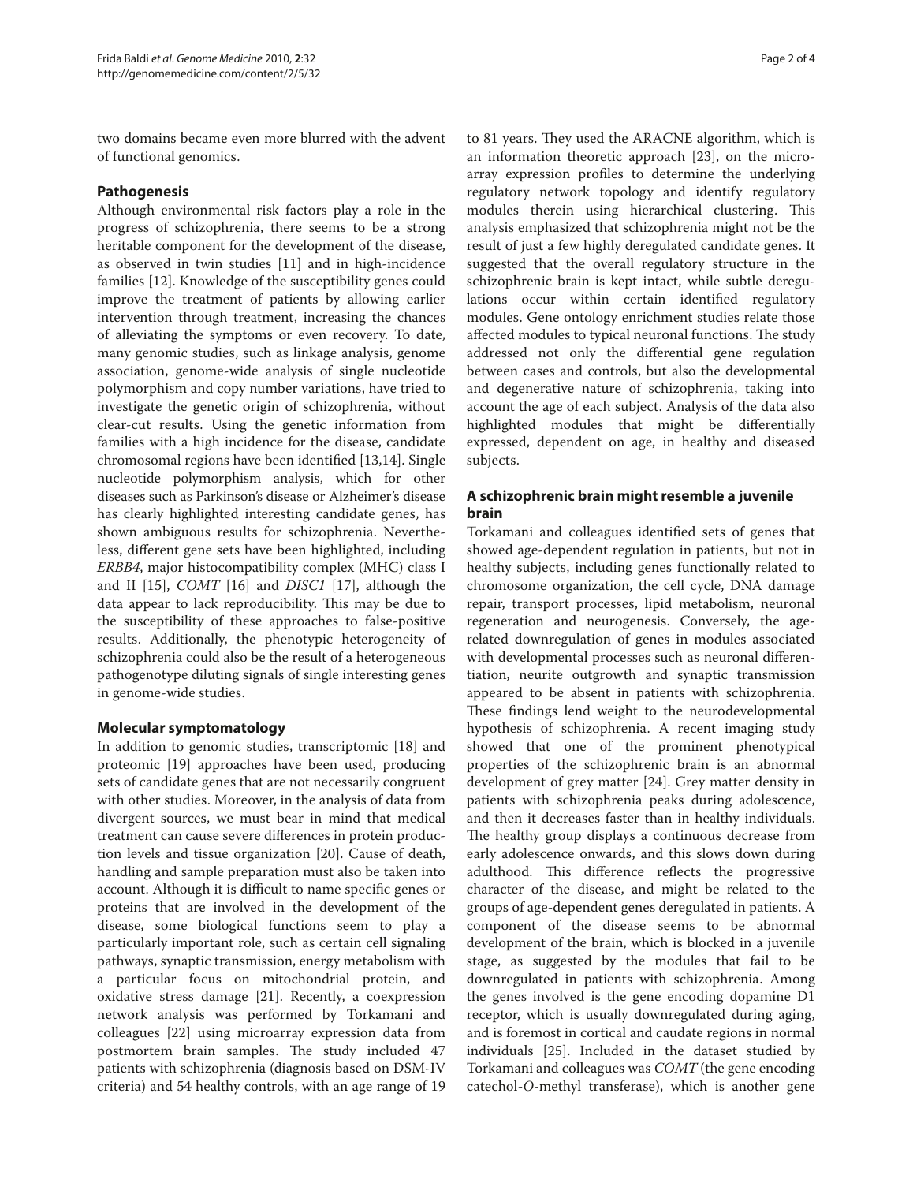two domains became even more blurred with the advent of functional genomics.

## Pathogenesis

Although environmental risk factors play a role in the progress of schizophrenia, there seems to be a strong heritable component for the development of the disease, as observed in twin studies [11] and in high-incidence families [12]. Knowledge of the susceptibility genes could improve the treatment of patients by allowing earlier intervention through treatment, increasing the chances of alleviating the symptoms or even recovery. To date, many genomic studies, such as linkage analysis, genome association, genome-wide analysis of single nucleotide polymorphism and copy number variations, have tried to investigate the genetic origin of schizophrenia, without clear-cut results. Using the genetic information from families with a high incidence for the disease, candidate chromosomal regions have been identified [13,14]. Single nucleotide polymorphism analysis, which for other diseases such as Parkinson's disease or Alzheimer's disease has clearly highlighted interesting candidate genes, has shown ambiguous results for schizophrenia. Nevertheless, different gene sets have been highlighted, including *ERBB4*, major histocompatibility complex (MHC) class I and II [15], *COMT* [16] and *DISC1* [17], although the data appear to lack reproducibility. This may be due to the susceptibility of these approaches to false-positive results. Additionally, the phenotypic heterogeneity of schizophrenia could also be the result of a heterogeneous pathogenotype diluting signals of single interesting genes in genome-wide studies.

## Molecular symptomatology

In addition to genomic studies, transcriptomic [18] and proteomic [19] approaches have been used, producing sets of candidate genes that are not necessarily congruent with other studies. Moreover, in the analysis of data from divergent sources, we must bear in mind that medical treatment can cause severe differences in protein production levels and tissue organization [20]. Cause of death, handling and sample preparation must also be taken into account. Although it is difficult to name specific genes or proteins that are involved in the development of the disease, some biological functions seem to play a particularly important role, such as certain cell signaling pathways, synaptic transmission, energy metabolism with a particular focus on mitochondrial protein, and oxidative stress damage [21]. Recently, a coexpression network analysis was performed by Torkamani and colleagues [22] using microarray expression data from postmortem brain samples. The study included 47 patients with schizophrenia (diagnosis based on DSM-IV criteria) and 54 healthy controls, with an age range of 19 to 81 years. They used the ARACNE algorithm, which is an information theoretic approach [23], on the microarray expression profiles to determine the underlying regulatory network topology and identify regulatory modules therein using hierarchical clustering. This analysis emphasized that schizophrenia might not be the result of just a few highly deregulated candidate genes. It suggested that the overall regulatory structure in the schizophrenic brain is kept intact, while subtle deregulations occur within certain identified regulatory modules. Gene ontology enrichment studies relate those affected modules to typical neuronal functions. The study addressed not only the differential gene regulation between cases and controls, but also the developmental and degenerative nature of schizophrenia, taking into account the age of each subject. Analysis of the data also highlighted modules that might be differentially expressed, dependent on age, in healthy and diseased subjects.

## A schizophrenic brain might resemble a juvenile brain

Torkamani and colleagues identified sets of genes that showed age-dependent regulation in patients, but not in healthy subjects, including genes functionally related to chromosome organization, the cell cycle, DNA damage repair, transport processes, lipid metabolism, neuronal regeneration and neurogenesis. Conversely, the age-related downregulation of genes in modules associated with developmental processes such as neuronal differentiation, neurite outgrowth and synaptic transmission appeared to be absent in patients with schizophrenia. These findings lend weight to the neurodevelopmental hypothesis of schizophrenia. A recent imaging study showed that one of the prominent phenotypical properties of the schizophrenic brain is an abnormal development of grey matter [24]. Grey matter density in patients with schizophrenia peaks during adolescence, and then it decreases faster than in healthy individuals. The healthy group displays a continuous decrease from early adolescence onwards, and this slows down during adulthood. This difference reflects the progressive character of the disease, and might be related to the groups of age-dependent genes deregulated in patients. A component of the disease seems to be abnormal development of the brain, which is blocked in a juvenile stage, as suggested by the modules that fail to be downregulated in patients with schizophrenia. Among the genes involved is the gene encoding dopamine D1 receptor, which is usually downregulated during aging, and is foremost in cortical and caudate regions in normal individuals [25]. Included in the dataset studied by Torkamani and colleagues was *COMT* (the gene encoding catechol-*O*-methyl transferase), which is another gene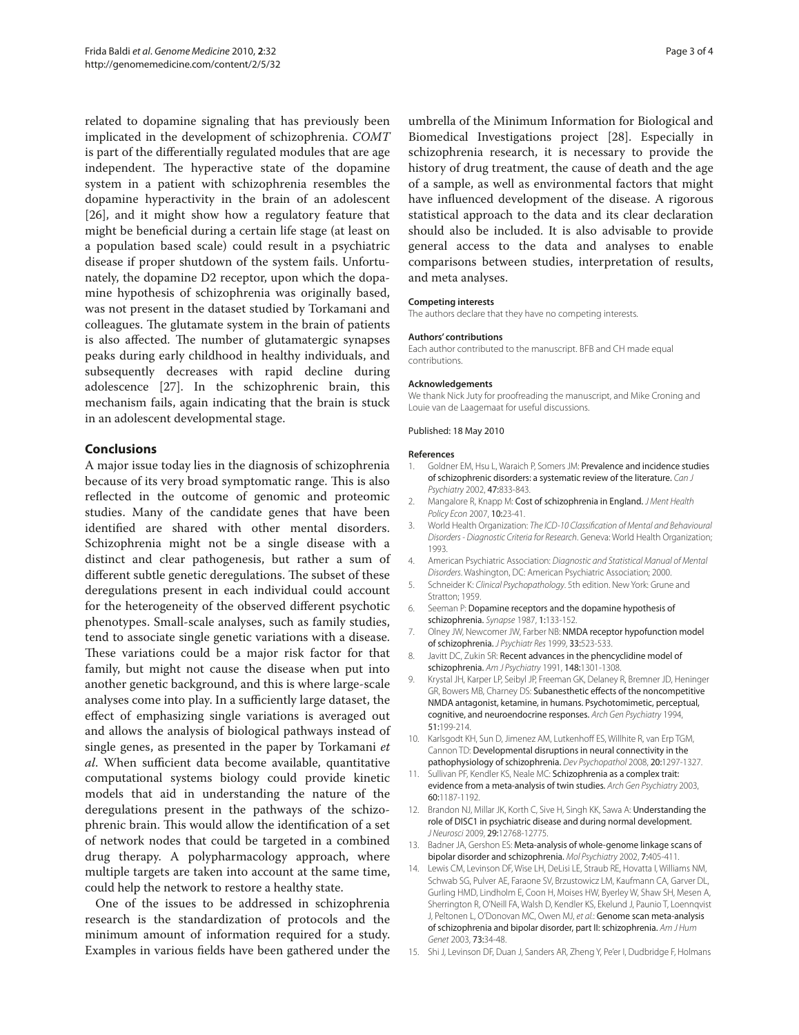related to dopamine signaling that has previously been implicated in the development of schizophrenia. *COMT* is part of the differentially regulated modules that are age independent. The hyperactive state of the dopamine system in a patient with schizophrenia resembles the dopamine hyperactivity in the brain of an adolescent [26], and it might show how a regulatory feature that might be beneficial during a certain life stage (at least on a population based scale) could result in a psychiatric disease if proper shutdown of the system fails. Unfortunately, the dopamine D2 receptor, upon which the dopamine hypothesis of schizophrenia was originally based, was not present in the dataset studied by Torkamani and colleagues. The glutamate system in the brain of patients is also affected. The number of glutamatergic synapses peaks during early childhood in healthy individuals, and subsequently decreases with rapid decline during adolescence [27]. In the schizophrenic brain, this mechanism fails, again indicating that the brain is stuck in an adolescent developmental stage.

## Conclusions

A major issue today lies in the diagnosis of schizophrenia because of its very broad symptomatic range. This is also reflected in the outcome of genomic and proteomic studies. Many of the candidate genes that have been identified are shared with other mental disorders. Schizophrenia might not be a single disease with a distinct and clear pathogenesis, but rather a sum of different subtle genetic deregulations. The subset of these deregulations present in each individual could account for the heterogeneity of the observed different psychotic phenotypes. Small-scale analyses, such as family studies, tend to associate single genetic variations with a disease. These variations could be a major risk factor for that family, but might not cause the disease when put into another genetic background, and this is where large-scale analyses come into play. In a sufficiently large dataset, the effect of emphasizing single variations is averaged out and allows the analysis of biological pathways instead of single genes, as presented in the paper by Torkamani *et al*. When sufficient data become available, quantitative computational systems biology could provide kinetic models that aid in understanding the nature of the deregulations present in the pathways of the schizophrenic brain. This would allow the identification of a set of network nodes that could be targeted in a combined drug therapy. A polypharmacology approach, where multiple targets are taken into account at the same time, could help the network to restore a healthy state.

One of the issues to be addressed in schizophrenia research is the standardization of protocols and the minimum amount of information required for a study. Examples in various fields have been gathered under the umbrella of the Minimum Information for Biological and Biomedical Investigations project [28]. Especially in schizophrenia research, it is necessary to provide the history of drug treatment, the cause of death and the age of a sample, as well as environmental factors that might have influenced development of the disease. A rigorous statistical approach to the data and its clear declaration should also be included. It is also advisable to provide general access to the data and analyses to enable comparisons between studies, interpretation of results, and meta analyses.

#### Competing interests

The authors declare that they have no competing interests.

#### Authors' contributions

Each author contributed to the manuscript. BFB and CH made equal contributions.

#### Acknowledgements

We thank Nick Juty for proofreading the manuscript, and Mike Croning and Louie van de Laagemaat for useful discussions.

Published: 18 May 2010

#### References

1. Goldner EM, Hsu L, Waraich P, Somers JM: **Prevalence and incidence studies of schizophrenic disorders: a systematic review of the literature.** *Can J Psychiatry* 2002, **47:**833-843.
2. Mangalore R, Knapp M: **Cost of schizophrenia in England.** *J Ment Health Policy Econ* 2007, **10:**23-41.
3. World Health Organization: *The ICD-10 Classification of Mental and Behavioural Disorders - Diagnostic Criteria for Research*. Geneva: World Health Organization; 1993.
4. American Psychiatric Association: *Diagnostic and Statistical Manual of Mental Disorders*. Washington, DC: American Psychiatric Association; 2000.
5. Schneider K: *Clinical Psychopathology*. 5th edition. New York: Grune and Stratton; 1959.
6. Seeman P: **Dopamine receptors and the dopamine hypothesis of schizophrenia.** *Synapse* 1987, **1:**133-152.
7. Olney JW, Newcomer JW, Farber NB: **NMDA receptor hypofunction model of schizophrenia.** *J Psychiatr Res* 1999, **33:**523-533.
8. Javitt DC, Zukin SR: **Recent advances in the phencyclidine model of schizophrenia.** *Am J Psychiatry* 1991, **148:**1301-1308.
9. Krystal JH, Karper LP, Seibyl JP, Freeman GK, Delaney R, Bremner JD, Heninger GR, Bowers MB, Charney DS: **Subanesthetic effects of the noncompetitive NMDA antagonist, ketamine, in humans. Psychotomimetic, perceptual, cognitive, and neuroendocrine responses.** *Arch Gen Psychiatry* 1994, **51:**199-214.
10. Karlsgodt KH, Sun D, Jimenez AM, Lutkenhoff ES, Willhite R, van Erp TGM, Cannon TD: **Developmental disruptions in neural connectivity in the pathophysiology of schizophrenia.** *Dev Psychopathol* 2008, **20:**1297-1327.
11. Sullivan PF, Kendler KS, Neale MC: **Schizophrenia as a complex trait: evidence from a meta-analysis of twin studies.** *Arch Gen Psychiatry* 2003, **60:**1187-1192.
12. Brandon NJ, Millar JK, Korth C, Sive H, Singh KK, Sawa A: **Understanding the role of DISC1 in psychiatric disease and during normal development.** *J Neurosci* 2009, **29:**12768-12775.
13. Badner JA, Gershon ES: **Meta-analysis of whole-genome linkage scans of bipolar disorder and schizophrenia.** *Mol Psychiatry* 2002, **7:**405-411.
14. Lewis CM, Levinson DF, Wise LH, DeLisi LE, Straub RE, Hovatta I, Williams NM, Schwab SG, Pulver AE, Faraone SV, Brzustowicz LM, Kaufmann CA, Garver DL, Gurling HMD, Lindholm E, Coon H, Moises HW, Byerley W, Shaw SH, Mesen A, Sherrington R, O'Neill FA, Walsh D, Kendler KS, Ekelund J, Paunio T, Loennqvist J, Peltonen L, O'Donovan MC, Owen MJ, *et al.*: **Genome scan meta-analysis of schizophrenia and bipolar disorder, part II: schizophrenia.** *Am J Hum Genet* 2003, **73:**34-48.
15. Shi J, Levinson DF, Duan J, Sanders AR, Zheng Y, Pe'er I, Dudbridge F, Holmans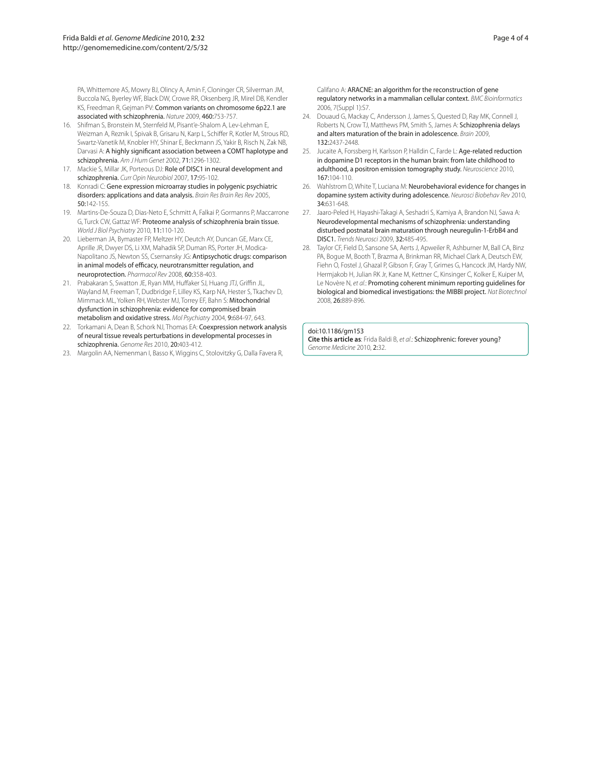PA, Whittemore AS, Mowry BJ, Olincy A, Amin F, Cloninger CR, Silverman JM, Buccola NG, Byerley WF, Black DW, Crowe RR, Oksenberg JR, Mirel DB, Kendler KS, Freedman R, Gejman PV: Common variants on chromosome 6p22.1 are associated with schizophrenia. *Nature* 2009, **460:**753-757.

16. Shifman S, Bronstein M, Sternfeld M, Pisant'e-Shalom A, Lev-Lehman E, Weizman A, Reznik I, Spivak B, Grisaru N, Karp L, Schiffer R, Kotler M, Strous RD, Swartz-Vanetik M, Knobler HY, Shinar E, Beckmann JS, Yakir B, Risch N, Zak NB, Darvasi A: A highly significant association between a COMT haplotype and schizophrenia. *Am J Hum Genet* 2002, **71:**1296-1302.
17. Mackie S, Millar JK, Porteous DJ: Role of DISC1 in neural development and schizophrenia. *Curr Opin Neurobiol* 2007, **17:**95-102.
18. Konradi C: Gene expression microarray studies in polygenic psychiatric disorders: applications and data analysis. *Brain Res Brain Res Rev* 2005, **50:**142-155.
19. Martins-De-Souza D, Dias-Neto E, Schmitt A, Falkai P, Gormanns P, Maccarrone G, Turck CW, Gattaz WF: Proteome analysis of schizophrenia brain tissue. *World J Biol Psychiatry* 2010, **11:**110-120.
20. Lieberman JA, Bymaster FP, Meltzer HY, Deutch AY, Duncan GE, Marx CE, Aprille JR, Dwyer DS, Li XM, Mahadik SP, Duman RS, Porter JH, Modica-Napolitano JS, Newton SS, Csernansky JG: Antipsychotic drugs: comparison in animal models of efficacy, neurotransmitter regulation, and neuroprotection. *Pharmacol Rev* 2008, **60:**358-403.
21. Prabakaran S, Swatton JE, Ryan MM, Huffaker SJ, Huang JTJ, Griffin JL, Wayland M, Freeman T, Dudbridge F, Lilley KS, Karp NA, Hester S, Tkachev D, Mimmack ML, Yolken RH, Webster MJ, Torrey EF, Bahn S: Mitochondrial dysfunction in schizophrenia: evidence for compromised brain metabolism and oxidative stress. *Mol Psychiatry* 2004, **9:**684-97, 643.
22. Torkamani A, Dean B, Schork NJ, Thomas EA: Coexpression network analysis of neural tissue reveals perturbations in developmental processes in schizophrenia. *Genome Res* 2010, **20:**403-412.
23. Margolin AA, Nemenman I, Basso K, Wiggins C, Stolovitzky G, Dalla Favera R, Califano A: ARACNE: an algorithm for the reconstruction of gene regulatory networks in a mammalian cellular context. *BMC Bioinformatics* 2006, 7(Suppl 1):S7.
24. Douaud G, Mackay C, Andersson J, James S, Quested D, Ray MK, Connell J, Roberts N, Crow TJ, Matthews PM, Smith S, James A: Schizophrenia delays and alters maturation of the brain in adolescence. *Brain* 2009, **132:**2437-2448.
25. Jucaite A, Forssberg H, Karlsson P, Halldin C, Farde L: Age-related reduction in dopamine D1 receptors in the human brain: from late childhood to adulthood, a positron emission tomography study. *Neuroscience* 2010, **167:**104-110.
26. Wahlstrom D, White T, Luciana M: Neurobehavioral evidence for changes in dopamine system activity during adolescence. *Neurosci Biobehav Rev* 2010, **34:**631-648.
27. Jaaro-Peled H, Hayashi-Takagi A, Seshadri S, Kamiya A, Brandon NJ, Sawa A: Neurodevelopmental mechanisms of schizophrenia: understanding disturbed postnatal brain maturation through neuregulin-1-ErbB4 and DISC1. *Trends Neurosci* 2009, **32:**485-495.
28. Taylor CF, Field D, Sansone SA, Aerts J, Apweiler R, Ashburner M, Ball CA, Binz PA, Bogue M, Booth T, Brazma A, Brinkman RR, Michael Clark A, Deutsch EW, Fiehn O, Fostel J, Ghazal P, Gibson F, Gray T, Grimes G, Hancock JM, Hardy NW, Hermjakob H, Julian RK Jr, Kane M, Kettner C, Kinsinger C, Kolker E, Kuiper M, Le Novère N, *et al.*: Promoting coherent minimum reporting guidelines for biological and biomedical investigations: the MIBBI project. *Nat Biotechnol* 2008, **26:**889-896.

doi:10.1186/gm153
**Cite this article as**: Frida Baldi B, *et al.*: Schizophrenic: forever young? *Genome Medicine* 2010, **2:**32.